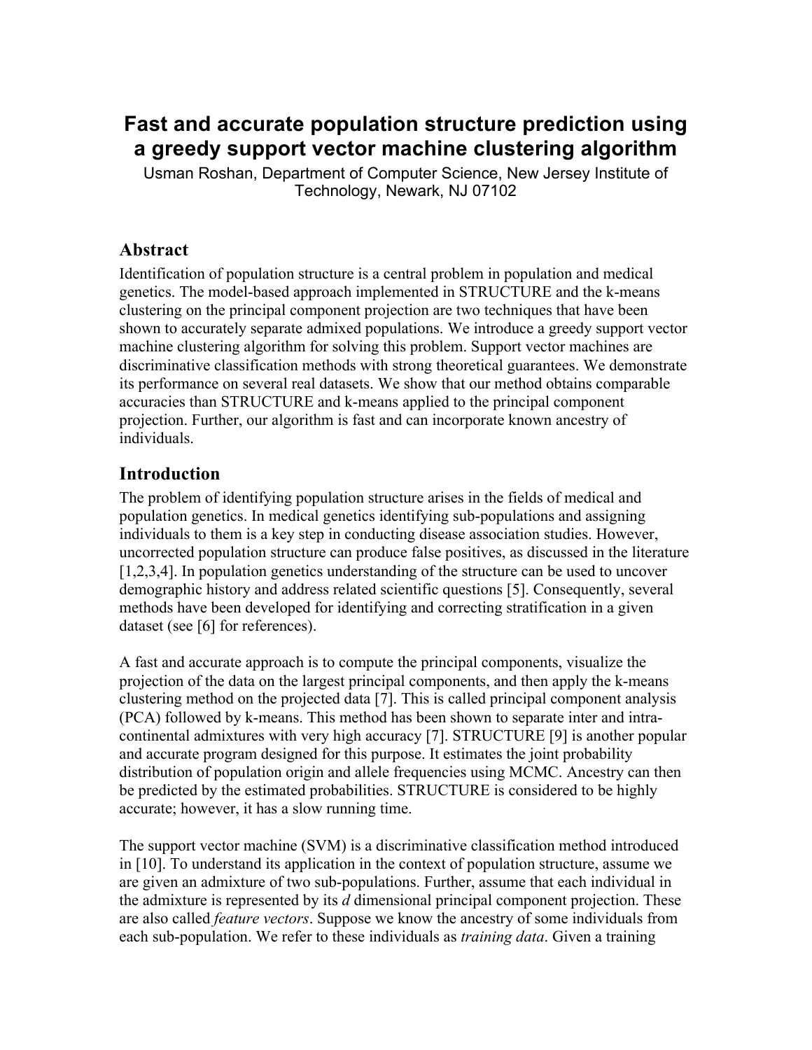# Fast and accurate population structure prediction using a greedy support vector machine clustering algorithm

Usman Roshan, Department of Computer Science, New Jersey Institute of Technology, Newark, NJ 07102

## Abstract

Identification of population structure is a central problem in population and medical genetics. The model-based approach implemented in STRUCTURE and the k-means clustering on the principal component projection are two techniques that have been shown to accurately separate admixed populations. We introduce a greedy support vector machine clustering algorithm for solving this problem. Support vector machines are discriminative classification methods with strong theoretical guarantees. We demonstrate its performance on several real datasets. We show that our method obtains comparable accuracies than STRUCTURE and k-means applied to the principal component projection. Further, our algorithm is fast and can incorporate known ancestry of individuals.

## Introduction

The problem of identifying population structure arises in the fields of medical and population genetics. In medical genetics identifying sub-populations and assigning individuals to them is a key step in conducting disease association studies. However, uncorrected population structure can produce false positives, as discussed in the literature [1,2,3,4]. In population genetics understanding of the structure can be used to uncover demographic history and address related scientific questions [5]. Consequently, several methods have been developed for identifying and correcting stratification in a given dataset (see [6] for references).

A fast and accurate approach is to compute the principal components, visualize the projection of the data on the largest principal components, and then apply the k-means clustering method on the projected data [7]. This is called principal component analysis (PCA) followed by k-means. This method has been shown to separate inter and intra-continental admixtures with very high accuracy [7]. STRUCTURE [9] is another popular and accurate program designed for this purpose. It estimates the joint probability distribution of population origin and allele frequencies using MCMC. Ancestry can then be predicted by the estimated probabilities. STRUCTURE is considered to be highly accurate; however, it has a slow running time.

The support vector machine (SVM) is a discriminative classification method introduced in [10]. To understand its application in the context of population structure, assume we are given an admixture of two sub-populations. Further, assume that each individual in the admixture is represented by its *d* dimensional principal component projection. These are also called *feature vectors*. Suppose we know the ancestry of some individuals from each sub-population. We refer to these individuals as *training data*. Given a training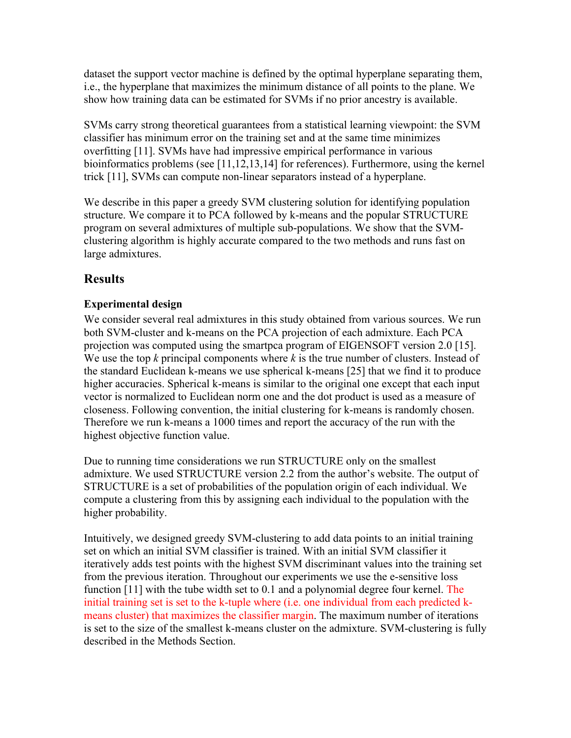dataset the support vector machine is defined by the optimal hyperplane separating them, i.e., the hyperplane that maximizes the minimum distance of all points to the plane. We show how training data can be estimated for SVMs if no prior ancestry is available.

SVMs carry strong theoretical guarantees from a statistical learning viewpoint: the SVM classifier has minimum error on the training set and at the same time minimizes overfitting [11]. SVMs have had impressive empirical performance in various bioinformatics problems (see [11,12,13,14] for references). Furthermore, using the kernel trick [11], SVMs can compute non-linear separators instead of a hyperplane.

We describe in this paper a greedy SVM clustering solution for identifying population structure. We compare it to PCA followed by k-means and the popular STRUCTURE program on several admixtures of multiple sub-populations. We show that the SVM-clustering algorithm is highly accurate compared to the two methods and runs fast on large admixtures.

## Results

### Experimental design

We consider several real admixtures in this study obtained from various sources. We run both SVM-cluster and k-means on the PCA projection of each admixture. Each PCA projection was computed using the smartpca program of EIGENSOFT version 2.0 [15]. We use the top $k$ principal components where $k$ is the true number of clusters. Instead of the standard Euclidean k-means we use spherical k-means [25] that we find it to produce higher accuracies. Spherical k-means is similar to the original one except that each input vector is normalized to Euclidean norm one and the dot product is used as a measure of closeness. Following convention, the initial clustering for k-means is randomly chosen. Therefore we run k-means a 1000 times and report the accuracy of the run with the highest objective function value.

Due to running time considerations we run STRUCTURE only on the smallest admixture. We used STRUCTURE version 2.2 from the author's website. The output of STRUCTURE is a set of probabilities of the population origin of each individual. We compute a clustering from this by assigning each individual to the population with the higher probability.

Intuitively, we designed greedy SVM-clustering to add data points to an initial training set on which an initial SVM classifier is trained. With an initial SVM classifier it iteratively adds test points with the highest SVM discriminant values into the training set from the previous iteration. Throughout our experiments we use the e-sensitive loss function [11] with the tube width set to 0.1 and a polynomial degree four kernel. The initial training set is set to the k-tuple where (i.e. one individual from each predicted k-means cluster) that maximizes the classifier margin. The maximum number of iterations is set to the size of the smallest k-means cluster on the admixture. SVM-clustering is fully described in the Methods Section.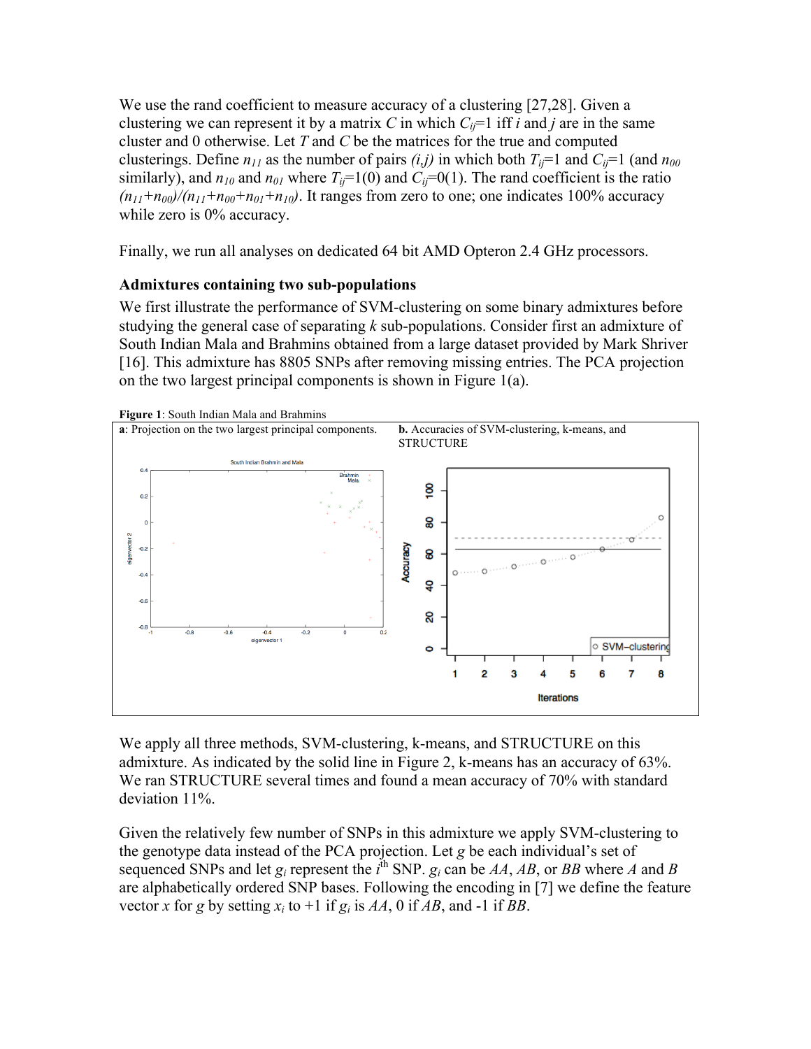We use the rand coefficient to measure accuracy of a clustering [27,28]. Given a clustering we can represent it by a matrix $C$ in which $C_{ij}$=1 iff $i$ and $j$ are in the same cluster and 0 otherwise. Let $T$ and $C$ be the matrices for the true and computed clusterings. Define $n_{11}$ as the number of pairs $(i,j)$ in which both $T_{ij}$=1 and $C_{ij}$=1 (and $n_{00}$ similarly), and $n_{10}$ and $n_{01}$ where $T_{ij}$=1(0) and $C_{ij}$=0(1). The rand coefficient is the ratio $(n_{11}+n_{00})/(n_{11}+n_{00}+n_{01}+n_{10})$. It ranges from zero to one; one indicates 100% accuracy while zero is 0% accuracy.

Finally, we run all analyses on dedicated 64 bit AMD Opteron 2.4 GHz processors.

### Admixtures containing two sub-populations

We first illustrate the performance of SVM-clustering on some binary admixtures before studying the general case of separating $k$ sub-populations. Consider first an admixture of South Indian Mala and Brahmins obtained from a large dataset provided by Mark Shriver [16]. This admixture has 8805 SNPs after removing missing entries. The PCA projection on the two largest principal components is shown in Figure 1(a).

**Figure 1**: South Indian Mala and Brahmins

**a**: Projection on the two largest principal components.

**b.** Accuracies of SVM-clustering, k-means, and STRUCTURE

We apply all three methods, SVM-clustering, k-means, and STRUCTURE on this admixture. As indicated by the solid line in Figure 2, k-means has an accuracy of 63%. We ran STRUCTURE several times and found a mean accuracy of 70% with standard deviation 11%.

Given the relatively few number of SNPs in this admixture we apply SVM-clustering to the genotype data instead of the PCA projection. Let $g$ be each individual's set of sequenced SNPs and let $g_i$ represent the $i^{th}$ SNP. $g_i$ can be $AA$, $AB$, or $BB$ where $A$ and $B$ are alphabetically ordered SNP bases. Following the encoding in [7] we define the feature vector $x$ for $g$ by setting $x_i$ to +1 if $g_i$ is $AA$, 0 if $AB$, and -1 if $BB$.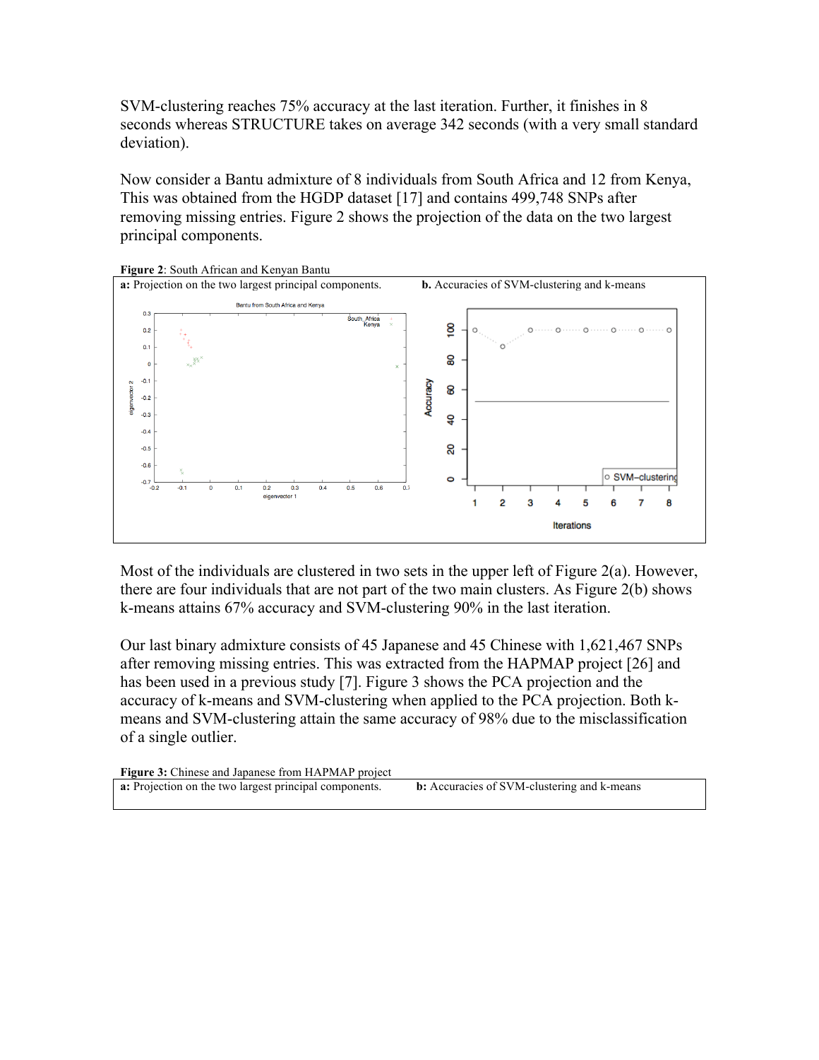SVM-clustering reaches 75% accuracy at the last iteration. Further, it finishes in 8 seconds whereas STRUCTURE takes on average 342 seconds (with a very small standard deviation).

Now consider a Bantu admixture of 8 individuals from South Africa and 12 from Kenya, This was obtained from the HGDP dataset [17] and contains 499,748 SNPs after removing missing entries. Figure 2 shows the projection of the data on the two largest principal components.

**Figure 2**: South African and Kenyan Bantu

**a:** Projection on the two largest principal components. **b.** Accuracies of SVM-clustering and k-means

Most of the individuals are clustered in two sets in the upper left of Figure 2(a). However, there are four individuals that are not part of the two main clusters. As Figure 2(b) shows k-means attains 67% accuracy and SVM-clustering 90% in the last iteration.

Our last binary admixture consists of 45 Japanese and 45 Chinese with 1,621,467 SNPs after removing missing entries. This was extracted from the HAPMAP project [26] and has been used in a previous study [7]. Figure 3 shows the PCA projection and the accuracy of k-means and SVM-clustering when applied to the PCA projection. Both k-means and SVM-clustering attain the same accuracy of 98% due to the misclassification of a single outlier.

**Figure 3:** Chinese and Japanese from HAPMAP project

**a:** Projection on the two largest principal components. **b:** Accuracies of SVM-clustering and k-means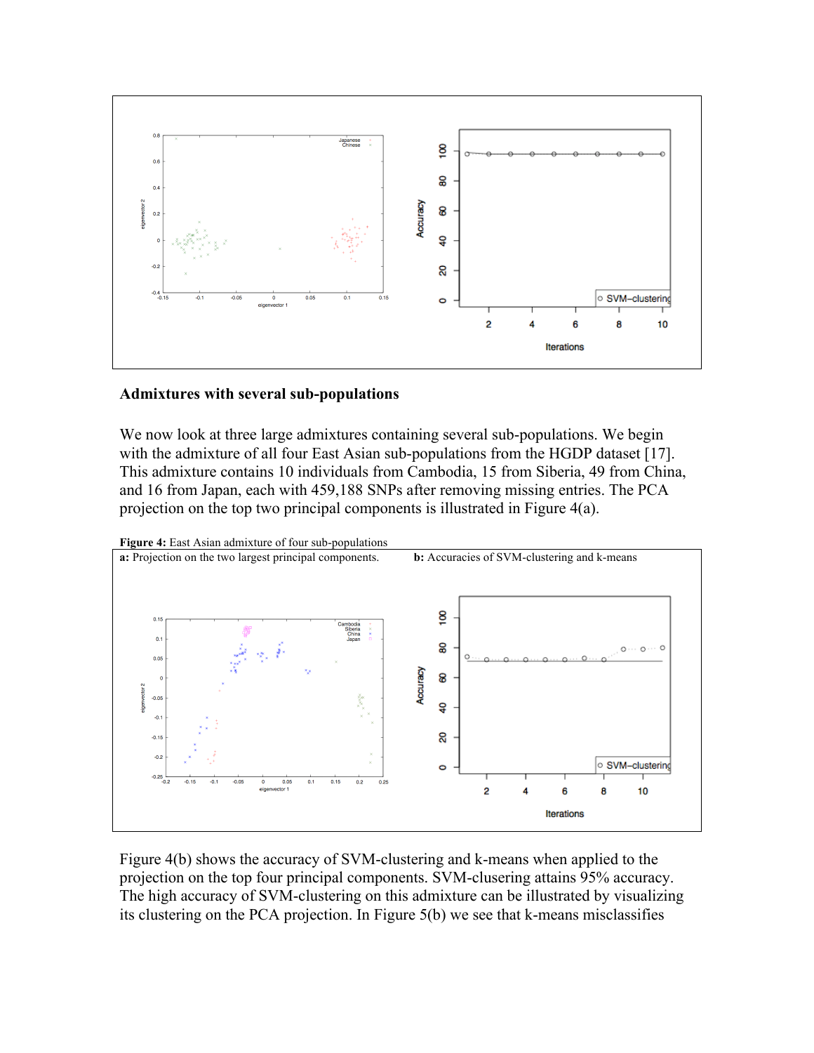## Admixtures with several sub-populations

We now look at three large admixtures containing several sub-populations. We begin with the admixture of all four East Asian sub-populations from the HGDP dataset [17]. This admixture contains 10 individuals from Cambodia, 15 from Siberia, 49 from China, and 16 from Japan, each with 459,188 SNPs after removing missing entries. The PCA projection on the top two principal components is illustrated in Figure 4(a).

**Figure 4:** East Asian admixture of four sub-populations

**a:** Projection on the two largest principal components.

**b:** Accuracies of SVM-clustering and k-means

Figure 4(b) shows the accuracy of SVM-clustering and k-means when applied to the projection on the top four principal components. SVM-clusering attains 95% accuracy. The high accuracy of SVM-clustering on this admixture can be illustrated by visualizing its clustering on the PCA projection. In Figure 5(b) we see that k-means misclassifies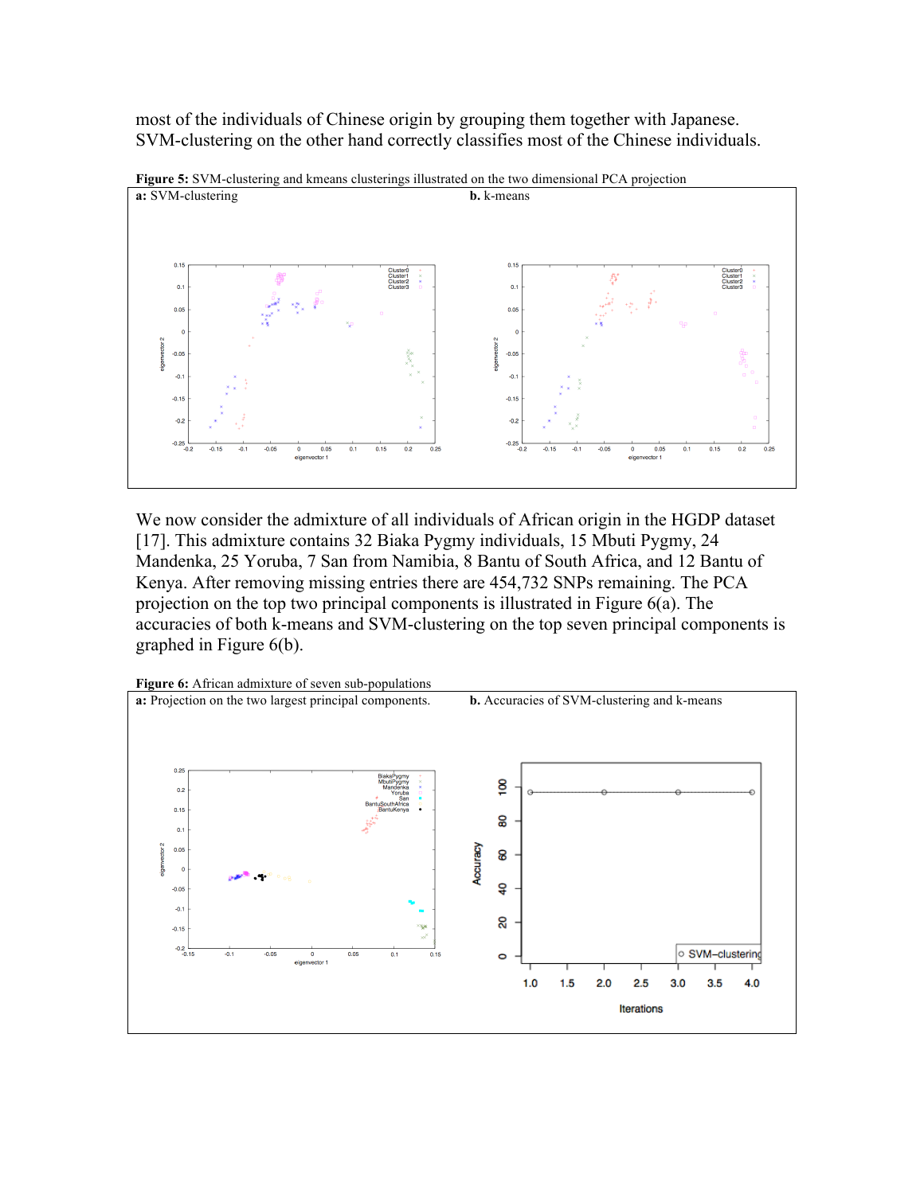most of the individuals of Chinese origin by grouping them together with Japanese. SVM-clustering on the other hand correctly classifies most of the Chinese individuals.

**Figure 5:** SVM-clustering and kmeans clusterings illustrated on the two dimensional PCA projection

**a:** SVM-clustering

**b.** k-means

We now consider the admixture of all individuals of African origin in the HGDP dataset [17]. This admixture contains 32 Biaka Pygmy individuals, 15 Mbuti Pygmy, 24 Mandenka, 25 Yoruba, 7 San from Namibia, 8 Bantu of South Africa, and 12 Bantu of Kenya. After removing missing entries there are 454,732 SNPs remaining. The PCA projection on the top two principal components is illustrated in Figure 6(a). The accuracies of both k-means and SVM-clustering on the top seven principal components is graphed in Figure 6(b).

**Figure 6:** African admixture of seven sub-populations

**a:** Projection on the two largest principal components.

**b.** Accuracies of SVM-clustering and k-means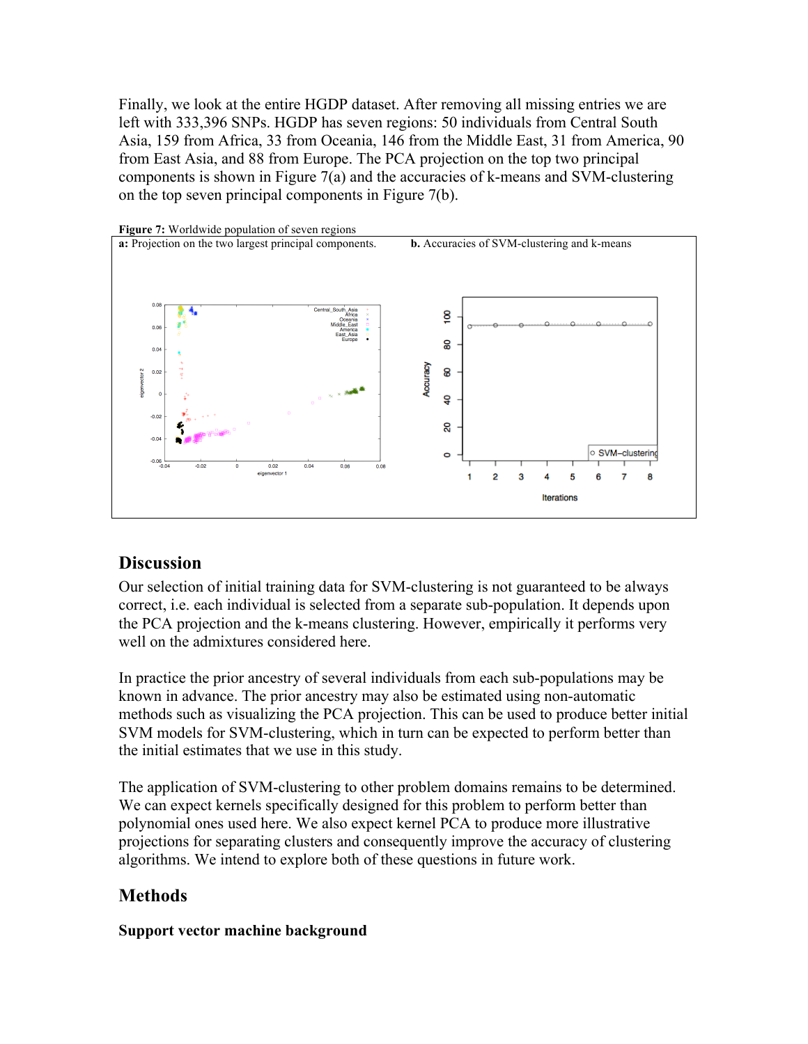Finally, we look at the entire HGDP dataset. After removing all missing entries we are left with 333,396 SNPs. HGDP has seven regions: 50 individuals from Central South Asia, 159 from Africa, 33 from Oceania, 146 from the Middle East, 31 from America, 90 from East Asia, and 88 from Europe. The PCA projection on the top two principal components is shown in Figure 7(a) and the accuracies of k-means and SVM-clustering on the top seven principal components in Figure 7(b).

**Figure 7:** Worldwide population of seven regions

**a:** Projection on the two largest principal components. **b.** Accuracies of SVM-clustering and k-means

## Discussion

Our selection of initial training data for SVM-clustering is not guaranteed to be always correct, i.e. each individual is selected from a separate sub-population. It depends upon the PCA projection and the k-means clustering. However, empirically it performs very well on the admixtures considered here.

In practice the prior ancestry of several individuals from each sub-populations may be known in advance. The prior ancestry may also be estimated using non-automatic methods such as visualizing the PCA projection. This can be used to produce better initial SVM models for SVM-clustering, which in turn can be expected to perform better than the initial estimates that we use in this study.

The application of SVM-clustering to other problem domains remains to be determined. We can expect kernels specifically designed for this problem to perform better than polynomial ones used here. We also expect kernel PCA to produce more illustrative projections for separating clusters and consequently improve the accuracy of clustering algorithms. We intend to explore both of these questions in future work.

## Methods

### Support vector machine background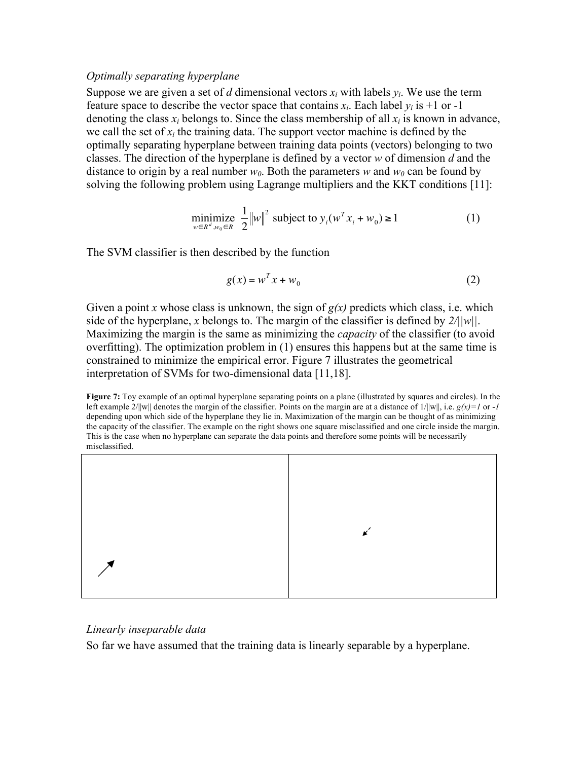*Optimally separating hyperplane*

Suppose we are given a set of *d* dimensional vectors $x_i$ with labels $y_i$. We use the term feature space to describe the vector space that contains $x_i$. Each label $y_i$ is +1 or -1 denoting the class $x_i$ belongs to. Since the class membership of all $x_i$ is known in advance, we call the set of $x_i$ the training data. The support vector machine is defined by the optimally separating hyperplane between training data points (vectors) belonging to two classes. The direction of the hyperplane is defined by a vector *w* of dimension *d* and the distance to origin by a real number $w_0$. Both the parameters *w* and $w_0$ can be found by solving the following problem using Lagrange multipliers and the KKT conditions [11]:

$$\underset{w \in R^d, w_0 \in R}{\text{minimize}} \ \frac{1}{2}\|w\|^2 \ \text{subject to} \ y_i(w^T x_i + w_0) \geq 1 \tag{1}$$

The SVM classifier is then described by the function

$$g(x) = w^T x + w_0 \tag{2}$$

Given a point *x* whose class is unknown, the sign of $g(x)$ predicts which class, i.e. which side of the hyperplane, *x* belongs to. The margin of the classifier is defined by $2/||w||$. Maximizing the margin is the same as minimizing the *capacity* of the classifier (to avoid overfitting). The optimization problem in (1) ensures this happens but at the same time is constrained to minimize the empirical error. Figure 7 illustrates the geometrical interpretation of SVMs for two-dimensional data [11,18].

**Figure 7:** Toy example of an optimal hyperplane separating points on a plane (illustrated by squares and circles). In the left example $2/\|w\|$ denotes the margin of the classifier. Points on the margin are at a distance of $1/\|w\|$, i.e. $g(x)=1$ or $-1$ depending upon which side of the hyperplane they lie in. Maximization of the margin can be thought of as minimizing the capacity of the classifier. The example on the right shows one square misclassified and one circle inside the margin. This is the case when no hyperplane can separate the data points and therefore some points will be necessarily misclassified.

*Linearly inseparable data*

So far we have assumed that the training data is linearly separable by a hyperplane.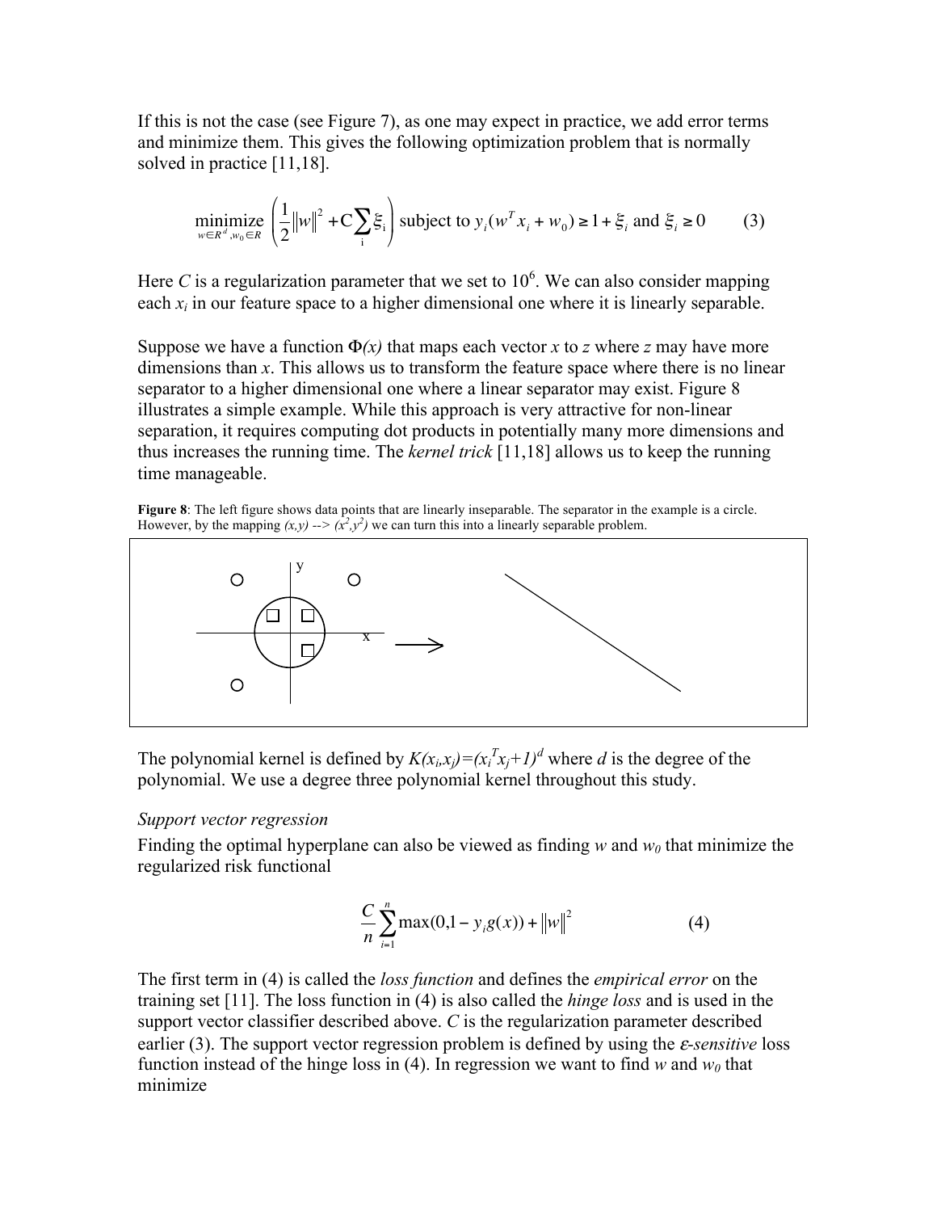If this is not the case (see Figure 7), as one may expect in practice, we add error terms and minimize them. This gives the following optimization problem that is normally solved in practice [11,18].

$$\underset{w \in R^d, w_0 \in R}{\text{minimize}} \left( \frac{1}{2} \|w\|^2 + C \sum_i \xi_i \right) \text{ subject to } y_i(w^T x_i + w_0) \geq 1 + \xi_i \text{ and } \xi_i \geq 0 \qquad (3)$$

Here $C$ is a regularization parameter that we set to $10^6$. We can also consider mapping each $x_i$ in our feature space to a higher dimensional one where it is linearly separable.

Suppose we have a function $\Phi(x)$ that maps each vector $x$ to $z$ where $z$ may have more dimensions than $x$. This allows us to transform the feature space where there is no linear separator to a higher dimensional one where a linear separator may exist. Figure 8 illustrates a simple example. While this approach is very attractive for non-linear separation, it requires computing dot products in potentially many more dimensions and thus increases the running time. The *kernel trick* [11,18] allows us to keep the running time manageable.

**Figure 8**: The left figure shows data points that are linearly inseparable. The separator in the example is a circle. However, by the mapping $(x,y) \rightarrow (x^2,y^2)$ we can turn this into a linearly separable problem.

The polynomial kernel is defined by $K(x_i,x_j)=(x_i^T x_j+1)^d$ where $d$ is the degree of the polynomial. We use a degree three polynomial kernel throughout this study.

*Support vector regression*

Finding the optimal hyperplane can also be viewed as finding $w$ and $w_0$ that minimize the regularized risk functional

$$\frac{C}{n} \sum_{i=1}^{n} \max(0, 1 - y_i g(x)) + \|w\|^2 \qquad (4)$$

The first term in (4) is called the *loss function* and defines the *empirical error* on the training set [11]. The loss function in (4) is also called the *hinge loss* and is used in the support vector classifier described above. $C$ is the regularization parameter described earlier (3). The support vector regression problem is defined by using the $\varepsilon$*-sensitive* loss function instead of the hinge loss in (4). In regression we want to find $w$ and $w_0$ that minimize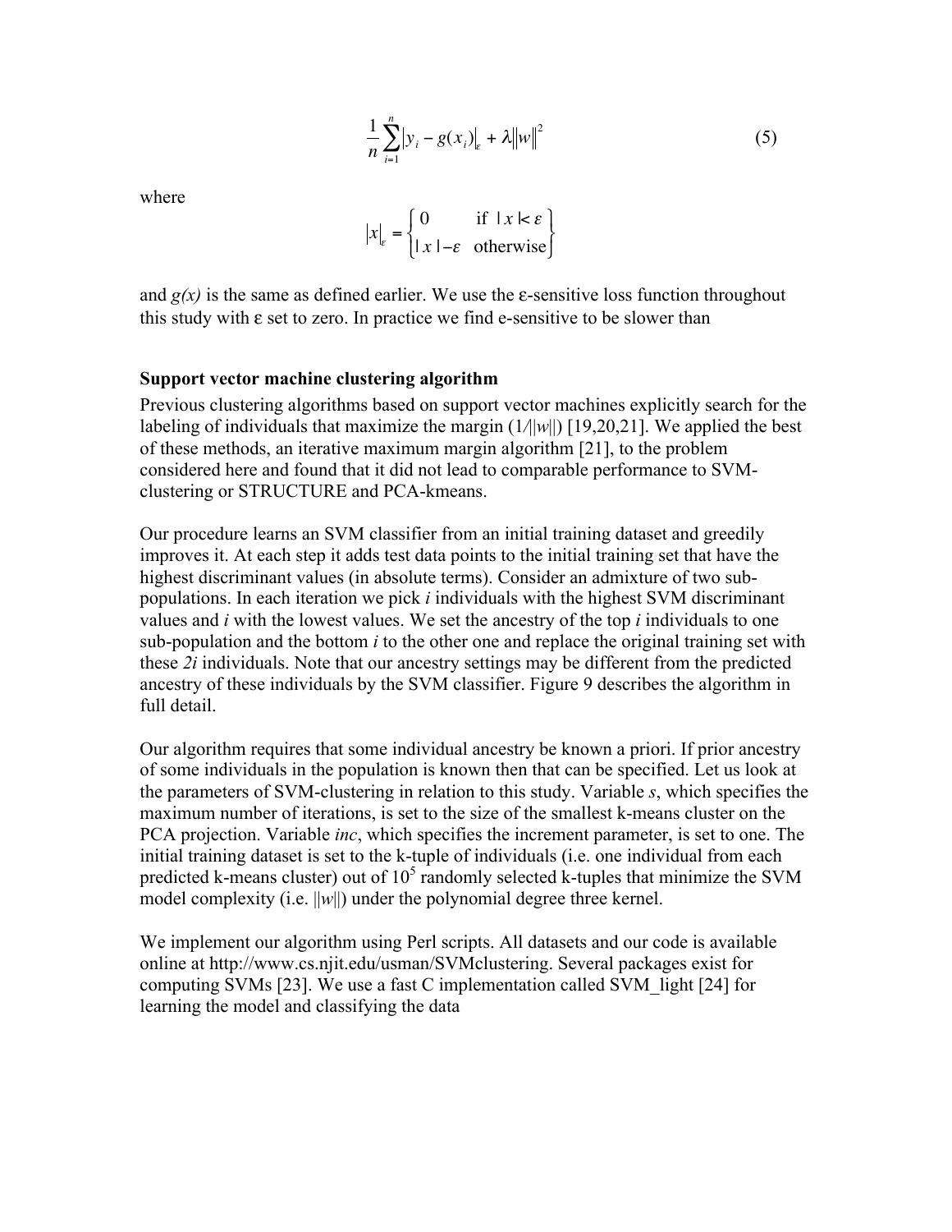$$\frac{1}{n}\sum_{i=1}^{n}\left|y_i - g(x_i)\right|_{\varepsilon} + \lambda\left\|w\right\|^2 \tag{5}$$

where

$$\left|x\right|_{\varepsilon} = \begin{cases} 0 & \text{if } |x| < \varepsilon \\ |x| - \varepsilon & \text{otherwise} \end{cases}$$

and *g(x)* is the same as defined earlier. We use the ε-sensitive loss function throughout this study with ε set to zero. In practice we find e-sensitive to be slower than

### Support vector machine clustering algorithm

Previous clustering algorithms based on support vector machines explicitly search for the labeling of individuals that maximize the margin ($1/||w||$) [19,20,21]. We applied the best of these methods, an iterative maximum margin algorithm [21], to the problem considered here and found that it did not lead to comparable performance to SVM-clustering or STRUCTURE and PCA-kmeans.

Our procedure learns an SVM classifier from an initial training dataset and greedily improves it. At each step it adds test data points to the initial training set that have the highest discriminant values (in absolute terms). Consider an admixture of two sub-populations. In each iteration we pick *i* individuals with the highest SVM discriminant values and *i* with the lowest values. We set the ancestry of the top *i* individuals to one sub-population and the bottom *i* to the other one and replace the original training set with these *2i* individuals. Note that our ancestry settings may be different from the predicted ancestry of these individuals by the SVM classifier. Figure 9 describes the algorithm in full detail.

Our algorithm requires that some individual ancestry be known a priori. If prior ancestry of some individuals in the population is known then that can be specified. Let us look at the parameters of SVM-clustering in relation to this study. Variable *s*, which specifies the maximum number of iterations, is set to the size of the smallest k-means cluster on the PCA projection. Variable *inc*, which specifies the increment parameter, is set to one. The initial training dataset is set to the k-tuple of individuals (i.e. one individual from each predicted k-means cluster) out of $10^5$ randomly selected k-tuples that minimize the SVM model complexity (i.e. $||w||$) under the polynomial degree three kernel.

We implement our algorithm using Perl scripts. All datasets and our code is available online at http://www.cs.njit.edu/usman/SVMclustering. Several packages exist for computing SVMs [23]. We use a fast C implementation called SVM_light [24] for learning the model and classifying the data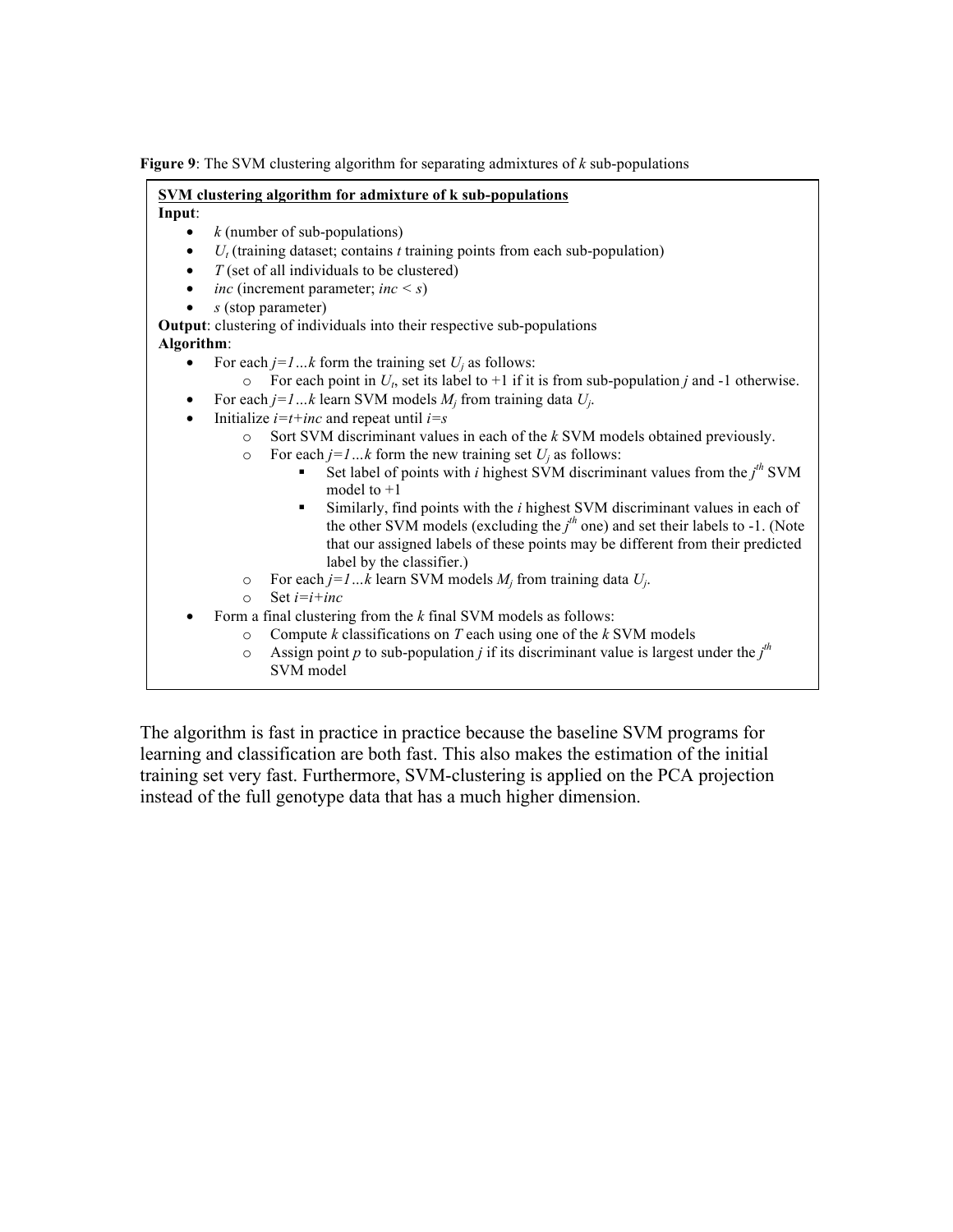**Figure 9**: The SVM clustering algorithm for separating admixtures of $k$ sub-populations

**<u>SVM clustering algorithm for admixture of k sub-populations</u>**

**Input**:

- $k$ (number of sub-populations)
- $U_t$ (training dataset; contains $t$ training points from each sub-population)
- $T$ (set of all individuals to be clustered)
- *inc* (increment parameter; $inc < s$)
- $s$ (stop parameter)

**Output**: clustering of individuals into their respective sub-populations

**Algorithm**:

- For each $j=1 \ldots k$ form the training set $U_j$ as follows:
  - For each point in $U_t$, set its label to +1 if it is from sub-population $j$ and -1 otherwise.
- For each $j=1 \ldots k$ learn SVM models $M_j$ from training data $U_j$.
- Initialize $i=t+inc$ and repeat until $i=s$
  - Sort SVM discriminant values in each of the $k$ SVM models obtained previously.
  - For each $j=1 \ldots k$ form the new training set $U_j$ as follows:
    - Set label of points with $i$ highest SVM discriminant values from the $j^{th}$ SVM model to +1
    - Similarly, find points with the $i$ highest SVM discriminant values in each of the other SVM models (excluding the $j^{th}$ one) and set their labels to -1. (Note that our assigned labels of these points may be different from their predicted label by the classifier.)
  - For each $j=1 \ldots k$ learn SVM models $M_j$ from training data $U_j$.
  - Set $i=i+inc$
- Form a final clustering from the $k$ final SVM models as follows:
  - Compute $k$ classifications on $T$ each using one of the $k$ SVM models
  - Assign point $p$ to sub-population $j$ if its discriminant value is largest under the $j^{th}$ SVM model

The algorithm is fast in practice in practice because the baseline SVM programs for learning and classification are both fast. This also makes the estimation of the initial training set very fast. Furthermore, SVM-clustering is applied on the PCA projection instead of the full genotype data that has a much higher dimension.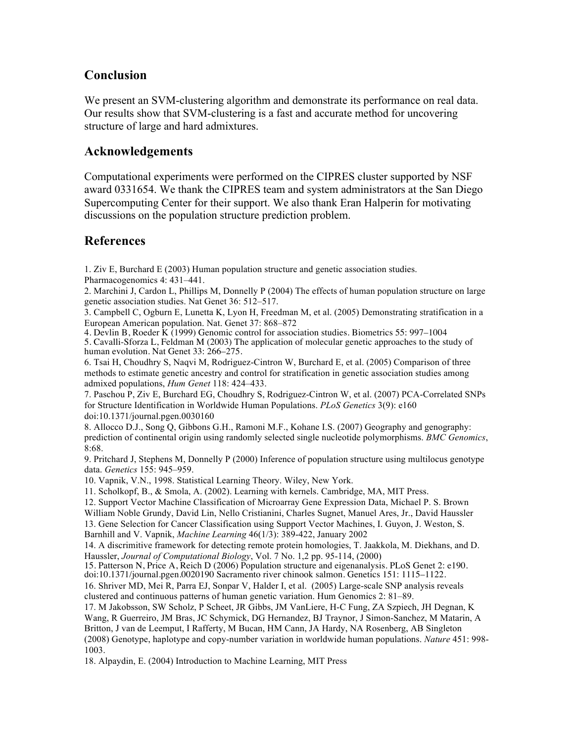## Conclusion

We present an SVM-clustering algorithm and demonstrate its performance on real data. Our results show that SVM-clustering is a fast and accurate method for uncovering structure of large and hard admixtures.

## Acknowledgements

Computational experiments were performed on the CIPRES cluster supported by NSF award 0331654. We thank the CIPRES team and system administrators at the San Diego Supercomputing Center for their support. We also thank Eran Halperin for motivating discussions on the population structure prediction problem.

## References

1. Ziv E, Burchard E (2003) Human population structure and genetic association studies. Pharmacogenomics 4: 431–441.
2. Marchini J, Cardon L, Phillips M, Donnelly P (2004) The effects of human population structure on large genetic association studies. Nat Genet 36: 512–517.
3. Campbell C, Ogburn E, Lunetta K, Lyon H, Freedman M, et al. (2005) Demonstrating stratification in a European American population. Nat. Genet 37: 868–872
4. Devlin B, Roeder K (1999) Genomic control for association studies. Biometrics 55: 997–1004
5. Cavalli-Sforza L, Feldman M (2003) The application of molecular genetic approaches to the study of human evolution. Nat Genet 33: 266–275.
6. Tsai H, Choudhry S, Naqvi M, Rodriguez-Cintron W, Burchard E, et al. (2005) Comparison of three methods to estimate genetic ancestry and control for stratification in genetic association studies among admixed populations, *Hum Genet* 118: 424–433.
7. Paschou P, Ziv E, Burchard EG, Choudhry S, Rodriguez-Cintron W, et al. (2007) PCA-Correlated SNPs for Structure Identification in Worldwide Human Populations. *PLoS Genetics* 3(9): e160 doi:10.1371/journal.pgen.0030160
8. Allocco D.J., Song Q, Gibbons G.H., Ramoni M.F., Kohane I.S. (2007) Geography and genography: prediction of continental origin using randomly selected single nucleotide polymorphisms. *BMC Genomics*, 8:68.
9. Pritchard J, Stephens M, Donnelly P (2000) Inference of population structure using multilocus genotype data. *Genetics* 155: 945–959.
10. Vapnik, V.N., 1998. Statistical Learning Theory. Wiley, New York.
11. Scholkopf, B., & Smola, A. (2002). Learning with kernels. Cambridge, MA, MIT Press.
12. Support Vector Machine Classification of Microarray Gene Expression Data, Michael P. S. Brown William Noble Grundy, David Lin, Nello Cristianini, Charles Sugnet, Manuel Ares, Jr., David Haussler
13. Gene Selection for Cancer Classification using Support Vector Machines, I. Guyon, J. Weston, S. Barnhill and V. Vapnik, *Machine Learning* 46(1/3): 389-422, January 2002
14. A discrimitive framework for detecting remote protein homologies, T. Jaakkola, M. Diekhans, and D. Haussler, *Journal of Computational Biology*, Vol. 7 No. 1,2 pp. 95-114, (2000)
15. Patterson N, Price A, Reich D (2006) Population structure and eigenanalysis. PLoS Genet 2: e190. doi:10.1371/journal.pgen.0020190 Sacramento river chinook salmon. Genetics 151: 1115–1122.
16. Shriver MD, Mei R, Parra EJ, Sonpar V, Halder I, et al. (2005) Large-scale SNP analysis reveals clustered and continuous patterns of human genetic variation. Hum Genomics 2: 81–89.
17. M Jakobsson, SW Scholz, P Scheet, JR Gibbs, JM VanLiere, H-C Fung, ZA Szpiech, JH Degnan, K Wang, R Guerreiro, JM Bras, JC Schymick, DG Hernandez, BJ Traynor, J Simon-Sanchez, M Matarin, A Britton, J van de Leemput, I Rafferty, M Bucan, HM Cann, JA Hardy, NA Rosenberg, AB Singleton (2008) Genotype, haplotype and copy-number variation in worldwide human populations. *Nature* 451: 998-1003.
18. Alpaydin, E. (2004) Introduction to Machine Learning, MIT Press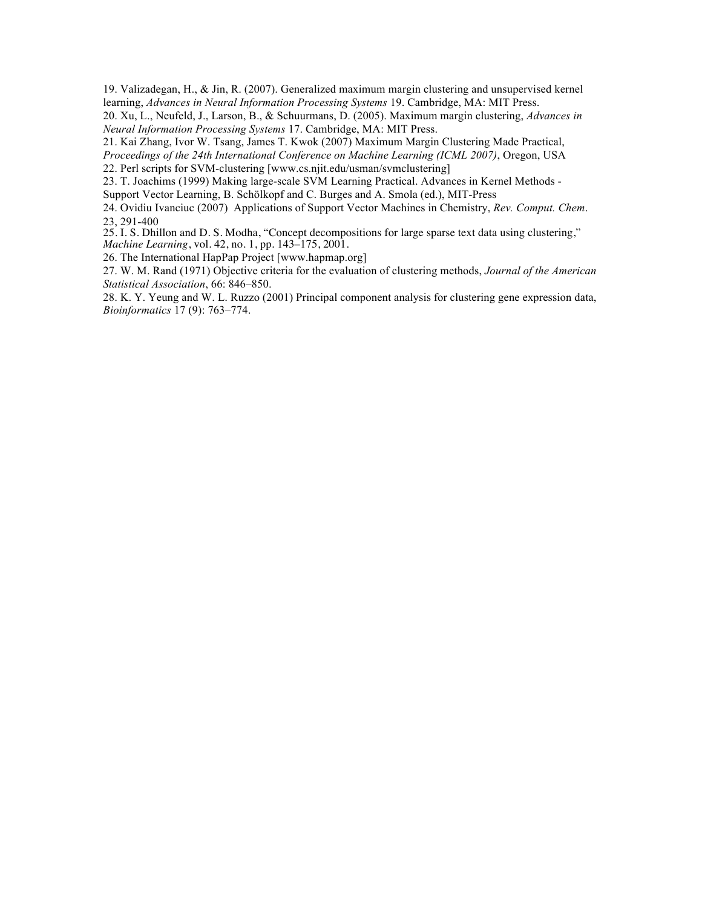19. Valizadegan, H., & Jin, R. (2007). Generalized maximum margin clustering and unsupervised kernel learning, *Advances in Neural Information Processing Systems* 19. Cambridge, MA: MIT Press.
20. Xu, L., Neufeld, J., Larson, B., & Schuurmans, D. (2005). Maximum margin clustering, *Advances in Neural Information Processing Systems* 17. Cambridge, MA: MIT Press.
21. Kai Zhang, Ivor W. Tsang, James T. Kwok (2007) Maximum Margin Clustering Made Practical, *Proceedings of the 24th International Conference on Machine Learning (ICML 2007)*, Oregon, USA
22. Perl scripts for SVM-clustering [www.cs.njit.edu/usman/svmclustering]
23. T. Joachims (1999) Making large-scale SVM Learning Practical. Advances in Kernel Methods - Support Vector Learning, B. Schölkopf and C. Burges and A. Smola (ed.), MIT-Press
24. Ovidiu Ivanciuc (2007) Applications of Support Vector Machines in Chemistry, *Rev. Comput. Chem*. 23, 291-400
25. I. S. Dhillon and D. S. Modha, "Concept decompositions for large sparse text data using clustering," *Machine Learning*, vol. 42, no. 1, pp. 143–175, 2001.
26. The International HapPap Project [www.hapmap.org]
27. W. M. Rand (1971) Objective criteria for the evaluation of clustering methods, *Journal of the American Statistical Association*, 66: 846–850.
28. K. Y. Yeung and W. L. Ruzzo (2001) Principal component analysis for clustering gene expression data, *Bioinformatics* 17 (9): 763–774.